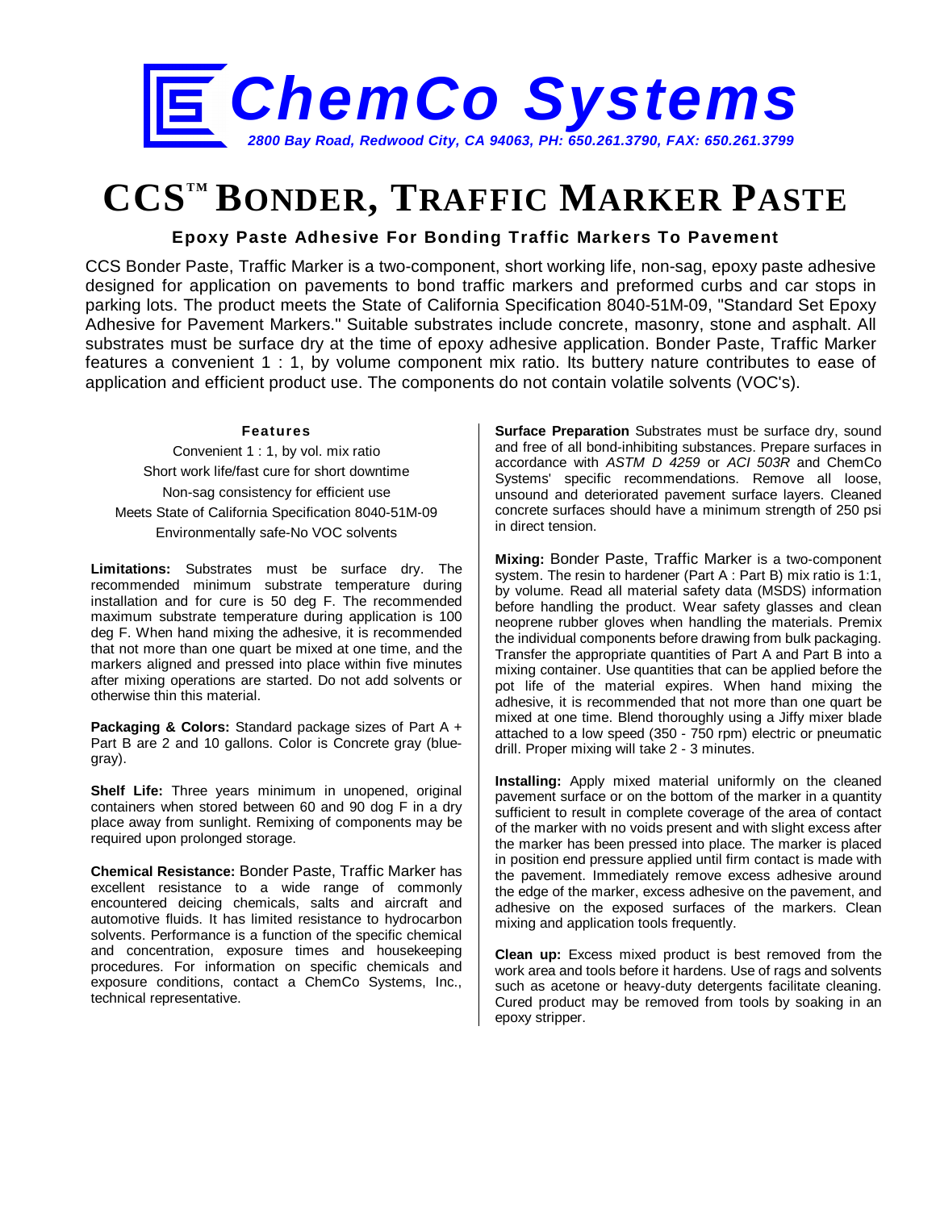# ChemCo Systems

*2800 Bay Road, Redwood City, CA 94063, PH: 650.261.3790, FAX: 650.261.3799*

# CCS™ BONDER, TRAFFIC MARKER PASTE

**Epoxy Paste Adhesive For Bonding Traffic Markers To Pavement**

CCS Bonder Paste, Traffic Marker is a two-component, short working life, non-sag, epoxy paste adhesive designed for application on pavements to bond traffic markers and preformed curbs and car stops in parking lots. The product meets the State of California Specification 8040-51M-09, "Standard Set Epoxy Adhesive for Pavement Markers." Suitable substrates include concrete, masonry, stone and asphalt. All substrates must be surface dry at the time of epoxy adhesive application. Bonder Paste, Traffic Marker features a convenient 1 : 1, by volume component mix ratio. Its buttery nature contributes to ease of application and efficient product use. The components do not contain volatile solvents (VOC's).

**Features**

Convenient 1 : 1, by vol. mix ratio
Short work life/fast cure for short downtime
Non-sag consistency for efficient use
Meets State of California Specification 8040-51M-09
Environmentally safe-No VOC solvents

**Limitations:** Substrates must be surface dry. The recommended minimum substrate temperature during installation and for cure is 50 deg F. The recommended maximum substrate temperature during application is 100 deg F. When hand mixing the adhesive, it is recommended that not more than one quart be mixed at one time, and the markers aligned and pressed into place within five minutes after mixing operations are started. Do not add solvents or otherwise thin this material.

**Packaging & Colors:** Standard package sizes of Part A + Part B are 2 and 10 gallons. Color is Concrete gray (blue-gray).

**Shelf Life:** Three years minimum in unopened, original containers when stored between 60 and 90 dog F in a dry place away from sunlight. Remixing of components may be required upon prolonged storage.

**Chemical Resistance:** Bonder Paste, Traffic Marker has excellent resistance to a wide range of commonly encountered deicing chemicals, salts and aircraft and automotive fluids. It has limited resistance to hydrocarbon solvents. Performance is a function of the specific chemical and concentration, exposure times and housekeeping procedures. For information on specific chemicals and exposure conditions, contact a ChemCo Systems, Inc., technical representative.

**Surface Preparation** Substrates must be surface dry, sound and free of all bond-inhibiting substances. Prepare surfaces in accordance with *ASTM D 4259* or *ACI 503R* and ChemCo Systems' specific recommendations. Remove all loose, unsound and deteriorated pavement surface layers. Cleaned concrete surfaces should have a minimum strength of 250 psi in direct tension.

**Mixing:** Bonder Paste, Traffic Marker is a two-component system. The resin to hardener (Part A : Part B) mix ratio is 1:1, by volume. Read all material safety data (MSDS) information before handling the product. Wear safety glasses and clean neoprene rubber gloves when handling the materials. Premix the individual components before drawing from bulk packaging. Transfer the appropriate quantities of Part A and Part B into a mixing container. Use quantities that can be applied before the pot life of the material expires. When hand mixing the adhesive, it is recommended that not more than one quart be mixed at one time. Blend thoroughly using a Jiffy mixer blade attached to a low speed (350 - 750 rpm) electric or pneumatic drill. Proper mixing will take 2 - 3 minutes.

**Installing:** Apply mixed material uniformly on the cleaned pavement surface or on the bottom of the marker in a quantity sufficient to result in complete coverage of the area of contact of the marker with no voids present and with slight excess after the marker has been pressed into place. The marker is placed in position end pressure applied until firm contact is made with the pavement. Immediately remove excess adhesive around the edge of the marker, excess adhesive on the pavement, and adhesive on the exposed surfaces of the markers. Clean mixing and application tools frequently.

**Clean up:** Excess mixed product is best removed from the work area and tools before it hardens. Use of rags and solvents such as acetone or heavy-duty detergents facilitate cleaning. Cured product may be removed from tools by soaking in an epoxy stripper.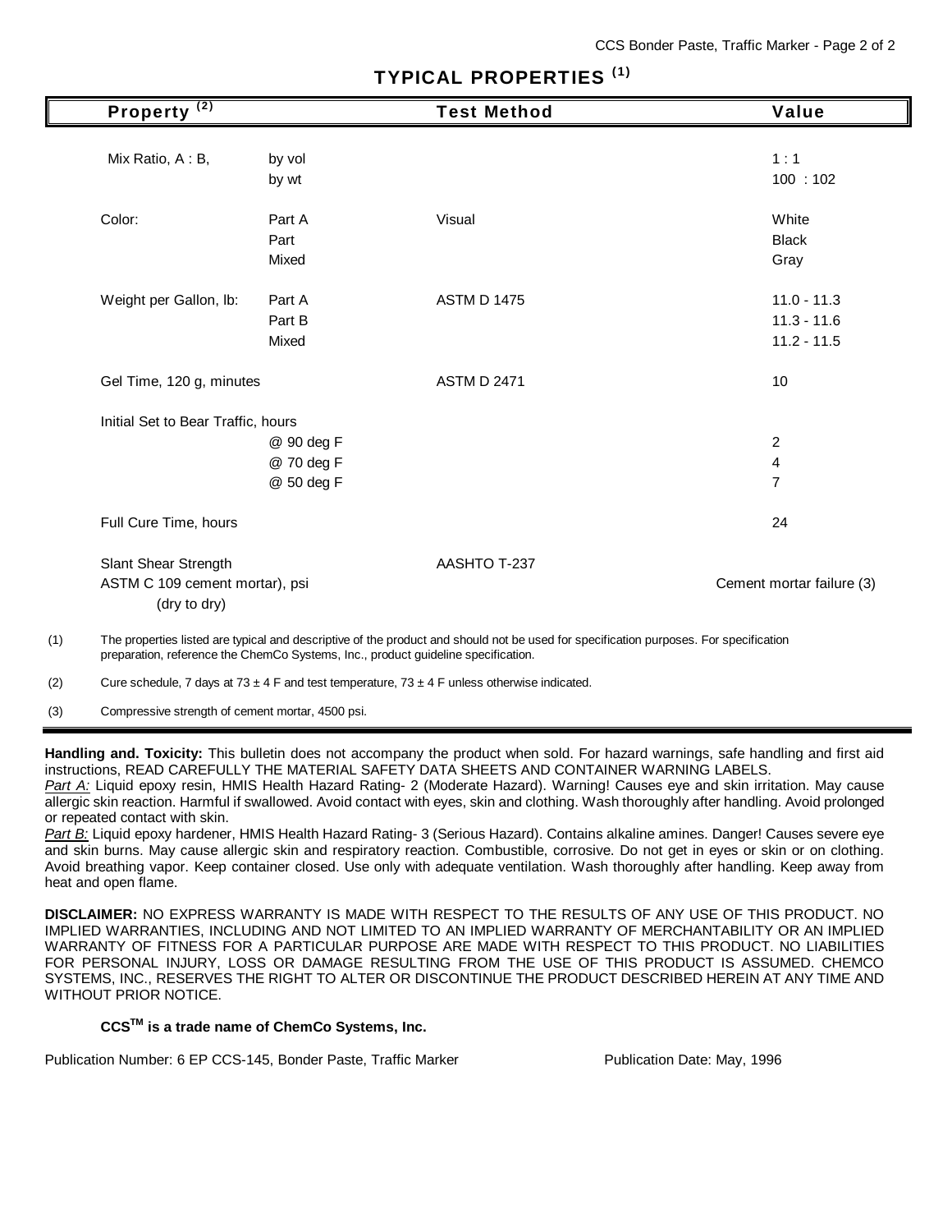## TYPICAL PROPERTIES [1]

| Property [2] | | Test Method | Value |
|---|---|---|---|
| Mix Ratio, A : B, | by vol | | 1 : 1 |
| | by wt | | 100 : 102 |
| Color: | Part A | Visual | White |
| | Part | | Black |
| | Mixed | | Gray |
| Weight per Gallon, lb: | Part A | ASTM D 1475 | 11.0 - 11.3 |
| | Part B | | 11.3 - 11.6 |
| | Mixed | | 11.2 - 11.5 |
| Gel Time, 120 g, minutes | | ASTM D 2471 | 10 |
| Initial Set to Bear Traffic, hours | | | |
| | @ 90 deg F | | 2 |
| | @ 70 deg F | | 4 |
| | @ 50 deg F | | 7 |
| Full Cure Time, hours | | | 24 |
| Slant Shear Strength | | AASHTO T-237 | |
| ASTM C 109 cement mortar), psi (dry to dry) | | | Cement mortar failure (3) |

(1) The properties listed are typical and descriptive of the product and should not be used for specification purposes. For specification preparation, reference the ChemCo Systems, Inc., product guideline specification.

(2) Cure schedule, 7 days at 73 ± 4 F and test temperature, 73 ± 4 F unless otherwise indicated.

(3) Compressive strength of cement mortar, 4500 psi.

**Handling and. Toxicity:** This bulletin does not accompany the product when sold. For hazard warnings, safe handling and first aid instructions, READ CAREFULLY THE MATERIAL SAFETY DATA SHEETS AND CONTAINER WARNING LABELS.
*Part A:* Liquid epoxy resin, HMIS Health Hazard Rating- 2 (Moderate Hazard). Warning! Causes eye and skin irritation. May cause allergic skin reaction. Harmful if swallowed. Avoid contact with eyes, skin and clothing. Wash thoroughly after handling. Avoid prolonged or repeated contact with skin.
*Part B:* Liquid epoxy hardener, HMIS Health Hazard Rating- 3 (Serious Hazard). Contains alkaline amines. Danger! Causes severe eye and skin burns. May cause allergic skin and respiratory reaction. Combustible, corrosive. Do not get in eyes or skin or on clothing. Avoid breathing vapor. Keep container closed. Use only with adequate ventilation. Wash thoroughly after handling. Keep away from heat and open flame.

**DISCLAIMER:** NO EXPRESS WARRANTY IS MADE WITH RESPECT TO THE RESULTS OF ANY USE OF THIS PRODUCT. NO IMPLIED WARRANTIES, INCLUDING AND NOT LIMITED TO AN IMPLIED WARRANTY OF MERCHANTABILITY OR AN IMPLIED WARRANTY OF FITNESS FOR A PARTICULAR PURPOSE ARE MADE WITH RESPECT TO THIS PRODUCT. NO LIABILITIES FOR PERSONAL INJURY, LOSS OR DAMAGE RESULTING FROM THE USE OF THIS PRODUCT IS ASSUMED. CHEMCO SYSTEMS, INC., RESERVES THE RIGHT TO ALTER OR DISCONTINUE THE PRODUCT DESCRIBED HEREIN AT ANY TIME AND WITHOUT PRIOR NOTICE.

**CCS™ is a trade name of ChemCo Systems, Inc.**

Publication Number: 6 EP CCS-145, Bonder Paste, Traffic Marker    Publication Date: May, 1996